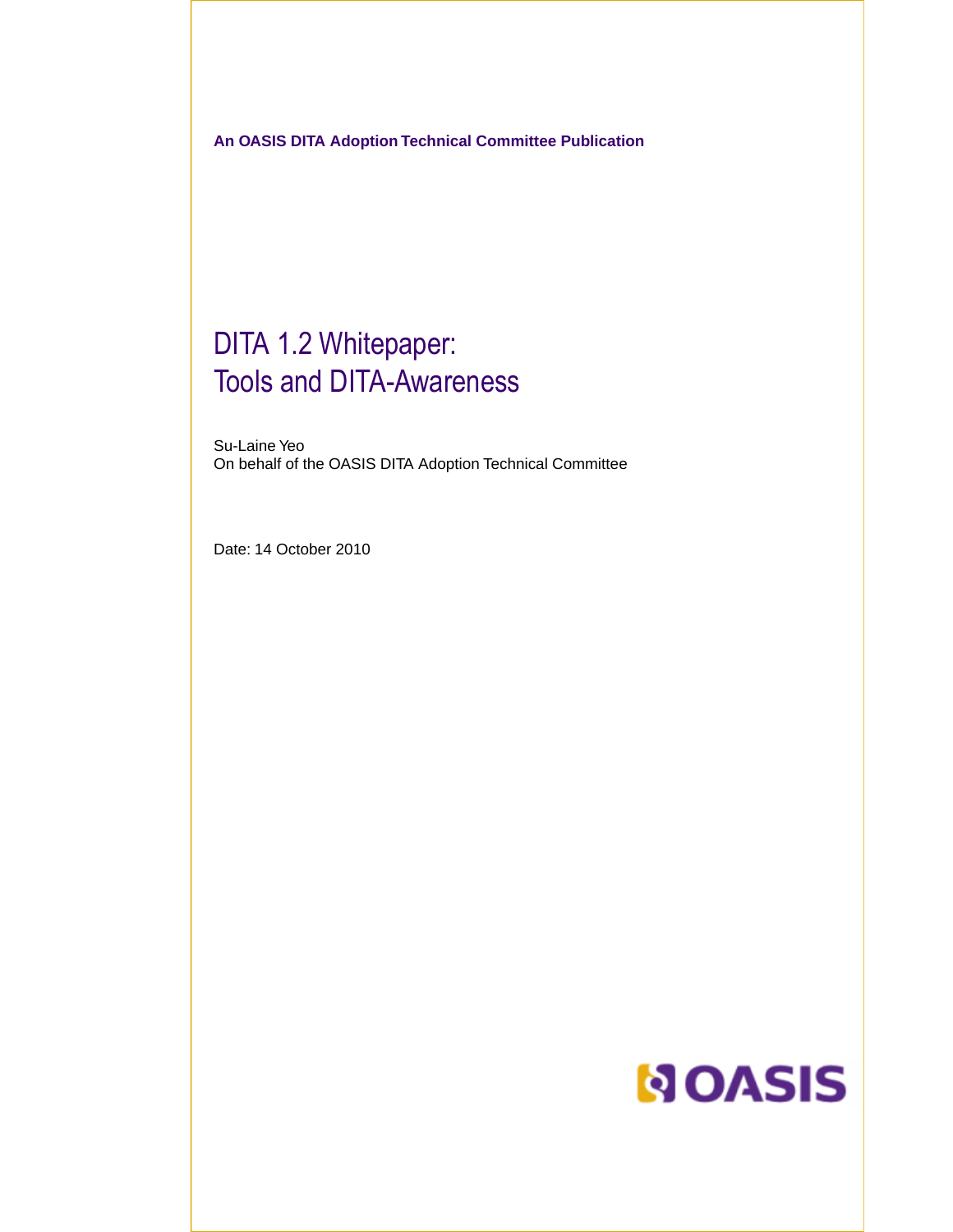**An OASIS DITA Adoption Technical Committee Publication**

# DITA 1.2 Whitepaper:
# Tools and DITA-Awareness

Su-Laine Yeo
On behalf of the OASIS DITA Adoption Technical Committee

Date: 14 October 2010

OASIS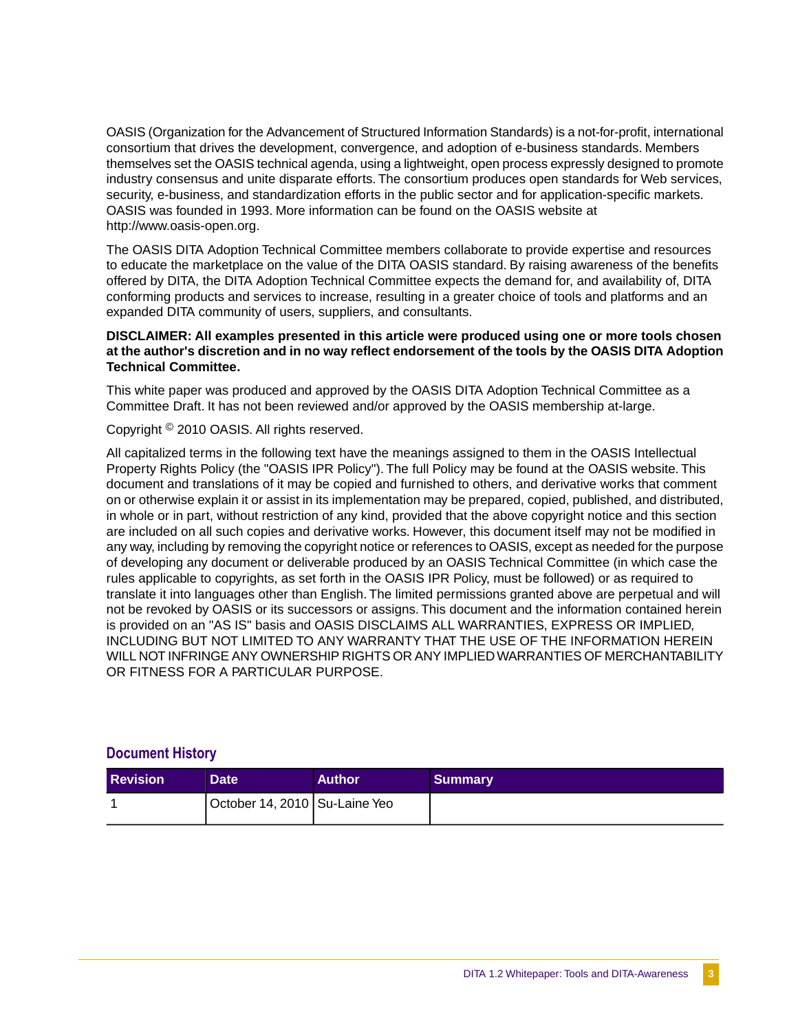OASIS (Organization for the Advancement of Structured Information Standards) is a not-for-profit, international consortium that drives the development, convergence, and adoption of e-business standards. Members themselves set the OASIS technical agenda, using a lightweight, open process expressly designed to promote industry consensus and unite disparate efforts. The consortium produces open standards for Web services, security, e-business, and standardization efforts in the public sector and for application-specific markets. OASIS was founded in 1993. More information can be found on the OASIS website at http://www.oasis-open.org.

The OASIS DITA Adoption Technical Committee members collaborate to provide expertise and resources to educate the marketplace on the value of the DITA OASIS standard. By raising awareness of the benefits offered by DITA, the DITA Adoption Technical Committee expects the demand for, and availability of, DITA conforming products and services to increase, resulting in a greater choice of tools and platforms and an expanded DITA community of users, suppliers, and consultants.

**DISCLAIMER: All examples presented in this article were produced using one or more tools chosen at the author's discretion and in no way reflect endorsement of the tools by the OASIS DITA Adoption Technical Committee.**

This white paper was produced and approved by the OASIS DITA Adoption Technical Committee as a Committee Draft. It has not been reviewed and/or approved by the OASIS membership at-large.

Copyright © 2010 OASIS. All rights reserved.

All capitalized terms in the following text have the meanings assigned to them in the OASIS Intellectual Property Rights Policy (the "OASIS IPR Policy"). The full Policy may be found at the OASIS website. This document and translations of it may be copied and furnished to others, and derivative works that comment on or otherwise explain it or assist in its implementation may be prepared, copied, published, and distributed, in whole or in part, without restriction of any kind, provided that the above copyright notice and this section are included on all such copies and derivative works. However, this document itself may not be modified in any way, including by removing the copyright notice or references to OASIS, except as needed for the purpose of developing any document or deliverable produced by an OASIS Technical Committee (in which case the rules applicable to copyrights, as set forth in the OASIS IPR Policy, must be followed) or as required to translate it into languages other than English. The limited permissions granted above are perpetual and will not be revoked by OASIS or its successors or assigns. This document and the information contained herein is provided on an "AS IS" basis and OASIS DISCLAIMS ALL WARRANTIES, EXPRESS OR IMPLIED, INCLUDING BUT NOT LIMITED TO ANY WARRANTY THAT THE USE OF THE INFORMATION HEREIN WILL NOT INFRINGE ANY OWNERSHIP RIGHTS OR ANY IMPLIED WARRANTIES OF MERCHANTABILITY OR FITNESS FOR A PARTICULAR PURPOSE.

## Document History

| Revision | Date | Author | Summary |
| --- | --- | --- | --- |
| 1 | October 14, 2010 | Su-Laine Yeo | |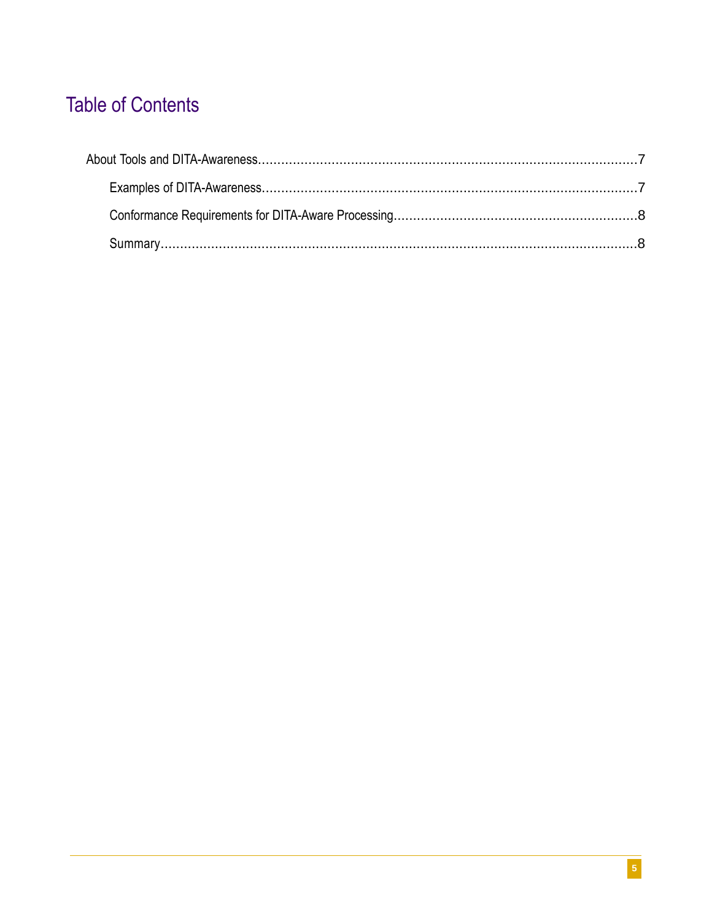# Table of Contents

About Tools and DITA-Awareness.....7

- Examples of DITA-Awareness.....7
- Conformance Requirements for DITA-Aware Processing.....8
- Summary.....8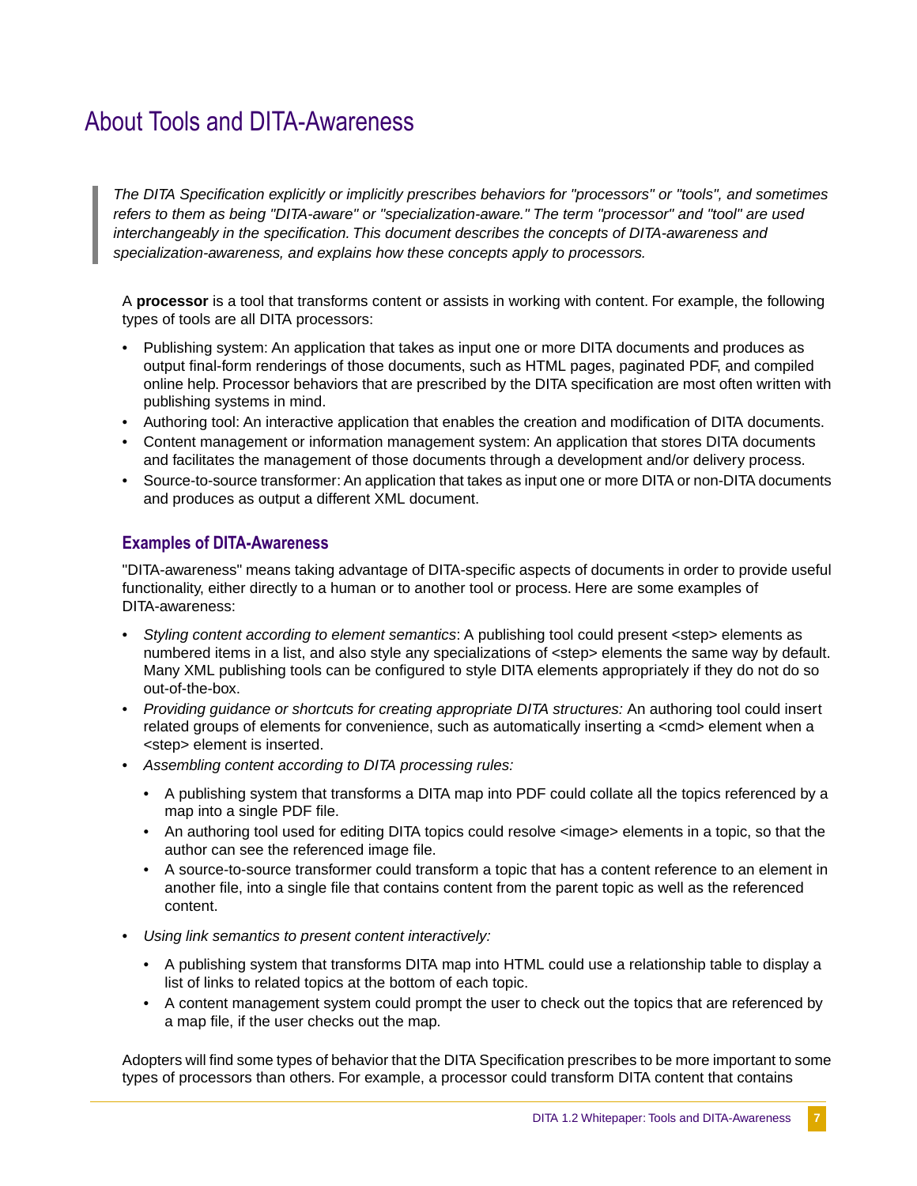# About Tools and DITA-Awareness

> *The DITA Specification explicitly or implicitly prescribes behaviors for "processors" or "tools", and sometimes refers to them as being "DITA-aware" or "specialization-aware." The term "processor" and "tool" are used interchangeably in the specification. This document describes the concepts of DITA-awareness and specialization-awareness, and explains how these concepts apply to processors.*

A **processor** is a tool that transforms content or assists in working with content. For example, the following types of tools are all DITA processors:

- Publishing system: An application that takes as input one or more DITA documents and produces as output final-form renderings of those documents, such as HTML pages, paginated PDF, and compiled online help. Processor behaviors that are prescribed by the DITA specification are most often written with publishing systems in mind.
- Authoring tool: An interactive application that enables the creation and modification of DITA documents.
- Content management or information management system: An application that stores DITA documents and facilitates the management of those documents through a development and/or delivery process.
- Source-to-source transformer: An application that takes as input one or more DITA or non-DITA documents and produces as output a different XML document.

## Examples of DITA-Awareness

"DITA-awareness" means taking advantage of DITA-specific aspects of documents in order to provide useful functionality, either directly to a human or to another tool or process. Here are some examples of DITA-awareness:

- *Styling content according to element semantics*: A publishing tool could present <step> elements as numbered items in a list, and also style any specializations of <step> elements the same way by default. Many XML publishing tools can be configured to style DITA elements appropriately if they do not do so out-of-the-box.
- *Providing guidance or shortcuts for creating appropriate DITA structures:* An authoring tool could insert related groups of elements for convenience, such as automatically inserting a <cmd> element when a <step> element is inserted.
- *Assembling content according to DITA processing rules:*
  - A publishing system that transforms a DITA map into PDF could collate all the topics referenced by a map into a single PDF file.
  - An authoring tool used for editing DITA topics could resolve <image> elements in a topic, so that the author can see the referenced image file.
  - A source-to-source transformer could transform a topic that has a content reference to an element in another file, into a single file that contains content from the parent topic as well as the referenced content.
- *Using link semantics to present content interactively:*
  - A publishing system that transforms DITA map into HTML could use a relationship table to display a list of links to related topics at the bottom of each topic.
  - A content management system could prompt the user to check out the topics that are referenced by a map file, if the user checks out the map.

Adopters will find some types of behavior that the DITA Specification prescribes to be more important to some types of processors than others. For example, a processor could transform DITA content that contains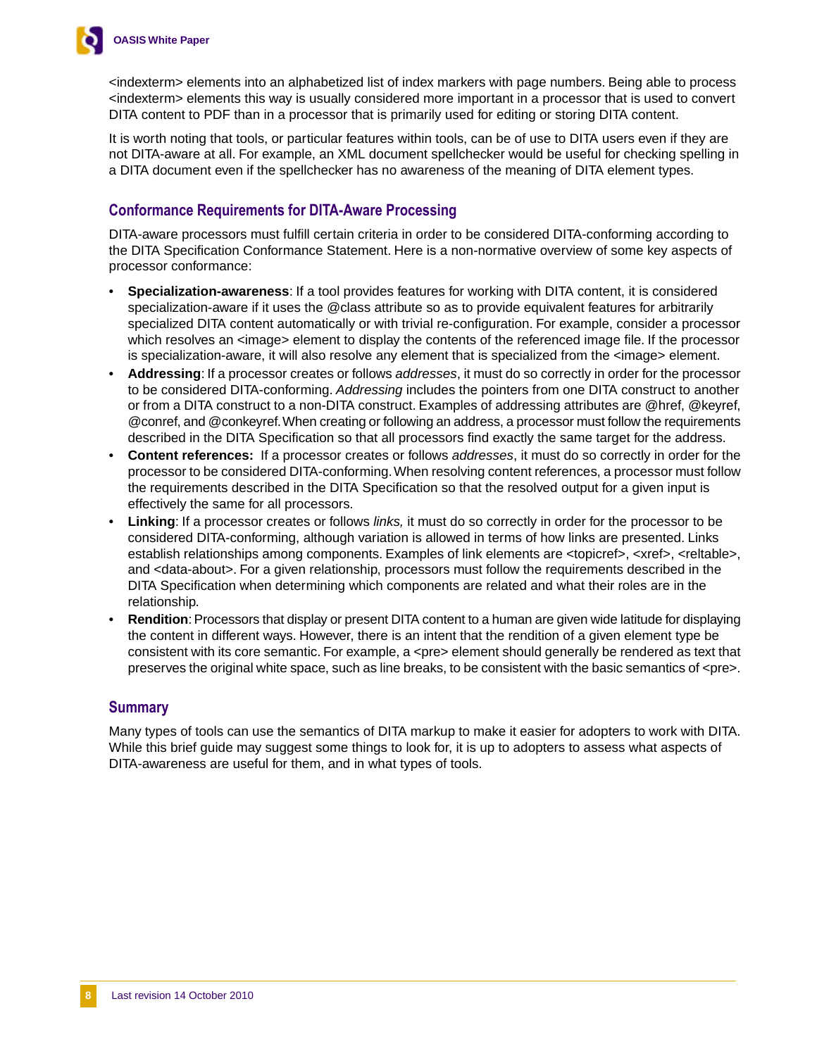<indexterm> elements into an alphabetized list of index markers with page numbers. Being able to process <indexterm> elements this way is usually considered more important in a processor that is used to convert DITA content to PDF than in a processor that is primarily used for editing or storing DITA content.

It is worth noting that tools, or particular features within tools, can be of use to DITA users even if they are not DITA-aware at all. For example, an XML document spellchecker would be useful for checking spelling in a DITA document even if the spellchecker has no awareness of the meaning of DITA element types.

## Conformance Requirements for DITA-Aware Processing

DITA-aware processors must fulfill certain criteria in order to be considered DITA-conforming according to the DITA Specification Conformance Statement. Here is a non-normative overview of some key aspects of processor conformance:

- **Specialization-awareness**: If a tool provides features for working with DITA content, it is considered specialization-aware if it uses the @class attribute so as to provide equivalent features for arbitrarily specialized DITA content automatically or with trivial re-configuration. For example, consider a processor which resolves an <image> element to display the contents of the referenced image file. If the processor is specialization-aware, it will also resolve any element that is specialized from the <image> element.
- **Addressing**: If a processor creates or follows *addresses*, it must do so correctly in order for the processor to be considered DITA-conforming. *Addressing* includes the pointers from one DITA construct to another or from a DITA construct to a non-DITA construct. Examples of addressing attributes are @href, @keyref, @conref, and @conkeyref. When creating or following an address, a processor must follow the requirements described in the DITA Specification so that all processors find exactly the same target for the address.
- **Content references:** If a processor creates or follows *addresses*, it must do so correctly in order for the processor to be considered DITA-conforming. When resolving content references, a processor must follow the requirements described in the DITA Specification so that the resolved output for a given input is effectively the same for all processors.
- **Linking**: If a processor creates or follows *links,* it must do so correctly in order for the processor to be considered DITA-conforming, although variation is allowed in terms of how links are presented. Links establish relationships among components. Examples of link elements are <topicref>, <xref>, <reltable>, and <data-about>. For a given relationship, processors must follow the requirements described in the DITA Specification when determining which components are related and what their roles are in the relationship.
- **Rendition**: Processors that display or present DITA content to a human are given wide latitude for displaying the content in different ways. However, there is an intent that the rendition of a given element type be consistent with its core semantic. For example, a <pre> element should generally be rendered as text that preserves the original white space, such as line breaks, to be consistent with the basic semantics of <pre>.

## Summary

Many types of tools can use the semantics of DITA markup to make it easier for adopters to work with DITA. While this brief guide may suggest some things to look for, it is up to adopters to assess what aspects of DITA-awareness are useful for them, and in what types of tools.